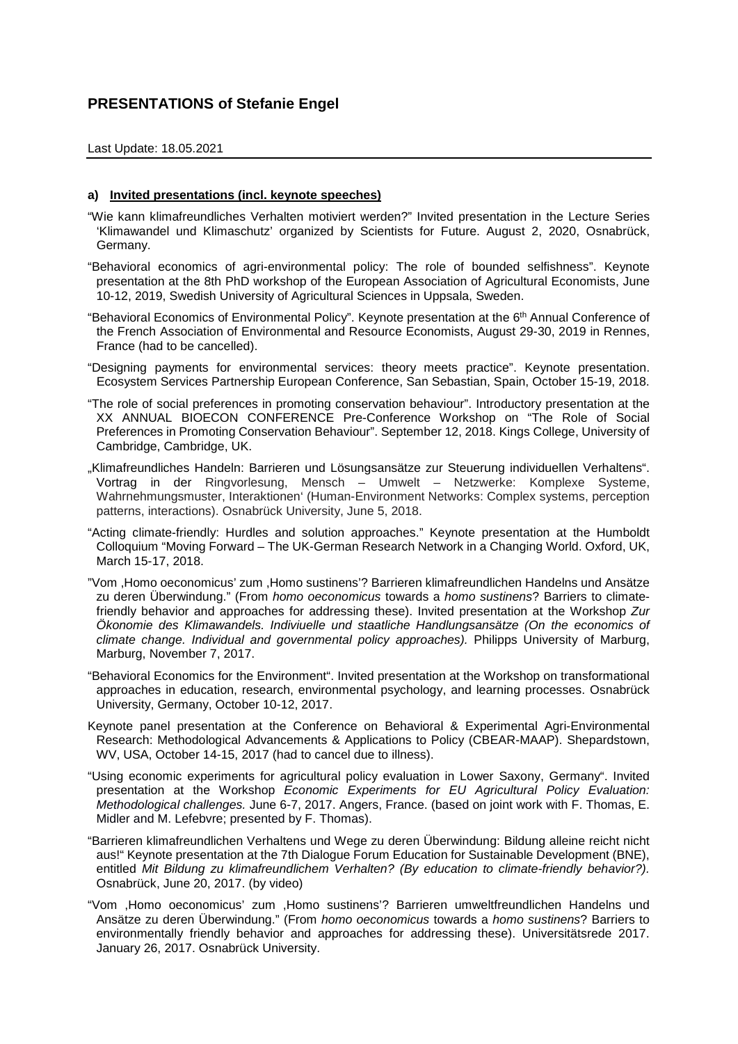# PRESENTATIONS of Stefanie Engel

Last Update: 18.05.2021

---

## a) Invited presentations (incl. keynote speeches)

"Wie kann klimafreundliches Verhalten motiviert werden?" Invited presentation in the Lecture Series 'Klimawandel und Klimaschutz' organized by Scientists for Future. August 2, 2020, Osnabrück, Germany.

"Behavioral economics of agri-environmental policy: The role of bounded selfishness". Keynote presentation at the 8th PhD workshop of the European Association of Agricultural Economists, June 10-12, 2019, Swedish University of Agricultural Sciences in Uppsala, Sweden.

"Behavioral Economics of Environmental Policy". Keynote presentation at the 6th Annual Conference of the French Association of Environmental and Resource Economists, August 29-30, 2019 in Rennes, France (had to be cancelled).

"Designing payments for environmental services: theory meets practice". Keynote presentation. Ecosystem Services Partnership European Conference, San Sebastian, Spain, October 15-19, 2018.

"The role of social preferences in promoting conservation behaviour". Introductory presentation at the XX ANNUAL BIOECON CONFERENCE Pre-Conference Workshop on "The Role of Social Preferences in Promoting Conservation Behaviour". September 12, 2018. Kings College, University of Cambridge, Cambridge, UK.

„Klimafreundliches Handeln: Barrieren und Lösungsansätze zur Steuerung individuellen Verhaltens". Vortrag in der Ringvorlesung, Mensch – Umwelt – Netzwerke: Komplexe Systeme, Wahrnehmungsmuster, Interaktionen' (Human-Environment Networks: Complex systems, perception patterns, interactions). Osnabrück University, June 5, 2018.

"Acting climate-friendly: Hurdles and solution approaches." Keynote presentation at the Humboldt Colloquium "Moving Forward – The UK-German Research Network in a Changing World. Oxford, UK, March 15-17, 2018.

"Vom ‚Homo oeconomicus' zum ‚Homo sustinens'? Barrieren klimafreundlichen Handelns und Ansätze zu deren Überwindung." (From *homo oeconomicus* towards a *homo sustinens*? Barriers to climate-friendly behavior and approaches for addressing these). Invited presentation at the Workshop *Zur Ökonomie des Klimawandels. Indiviuelle und staatliche Handlungsansätze (On the economics of climate change. Individual and governmental policy approaches).* Philipps University of Marburg, Marburg, November 7, 2017.

"Behavioral Economics for the Environment". Invited presentation at the Workshop on transformational approaches in education, research, environmental psychology, and learning processes. Osnabrück University, Germany, October 10-12, 2017.

Keynote panel presentation at the Conference on Behavioral & Experimental Agri-Environmental Research: Methodological Advancements & Applications to Policy (CBEAR-MAAP). Shepardstown, WV, USA, October 14-15, 2017 (had to cancel due to illness).

"Using economic experiments for agricultural policy evaluation in Lower Saxony, Germany". Invited presentation at the Workshop *Economic Experiments for EU Agricultural Policy Evaluation: Methodological challenges.* June 6-7, 2017. Angers, France. (based on joint work with F. Thomas, E. Midler and M. Lefebvre; presented by F. Thomas).

"Barrieren klimafreundlichen Verhaltens und Wege zu deren Überwindung: Bildung alleine reicht nicht aus!" Keynote presentation at the 7th Dialogue Forum Education for Sustainable Development (BNE), entitled *Mit Bildung zu klimafreundlichem Verhalten? (By education to climate-friendly behavior?).* Osnabrück, June 20, 2017. (by video)

"Vom ‚Homo oeconomicus' zum ‚Homo sustinens'? Barrieren umweltfreundlichen Handelns und Ansätze zu deren Überwindung." (From *homo oeconomicus* towards a *homo sustinens*? Barriers to environmentally friendly behavior and approaches for addressing these). Universitätsrede 2017. January 26, 2017. Osnabrück University.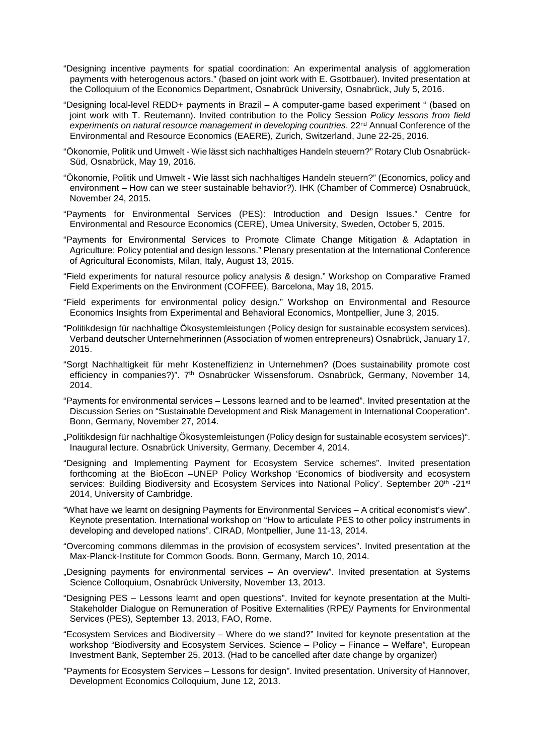"Designing incentive payments for spatial coordination: An experimental analysis of agglomeration payments with heterogenous actors." (based on joint work with E. Gsottbauer). Invited presentation at the Colloquium of the Economics Department, Osnabrück University, Osnabrück, July 5, 2016.

"Designing local-level REDD+ payments in Brazil – A computer-game based experiment " (based on joint work with T. Reutemann). Invited contribution to the Policy Session *Policy lessons from field experiments on natural resource management in developing countries*. 22nd Annual Conference of the Environmental and Resource Economics (EAERE), Zurich, Switzerland, June 22-25, 2016.

"Ökonomie, Politik und Umwelt - Wie lässt sich nachhaltiges Handeln steuern?" Rotary Club Osnabrück-Süd, Osnabrück, May 19, 2016.

"Ökonomie, Politik und Umwelt - Wie lässt sich nachhaltiges Handeln steuern?" (Economics, policy and environment – How can we steer sustainable behavior?). IHK (Chamber of Commerce) Osnabruück, November 24, 2015.

"Payments for Environmental Services (PES): Introduction and Design Issues." Centre for Environmental and Resource Economics (CERE), Umea University, Sweden, October 5, 2015.

"Payments for Environmental Services to Promote Climate Change Mitigation & Adaptation in Agriculture: Policy potential and design lessons." Plenary presentation at the International Conference of Agricultural Economists, Milan, Italy, August 13, 2015.

"Field experiments for natural resource policy analysis & design." Workshop on Comparative Framed Field Experiments on the Environment (COFFEE), Barcelona, May 18, 2015.

"Field experiments for environmental policy design." Workshop on Environmental and Resource Economics Insights from Experimental and Behavioral Economics, Montpellier, June 3, 2015.

"Politikdesign für nachhaltige Ökosystemleistungen (Policy design for sustainable ecosystem services). Verband deutscher Unternehmerinnen (Association of women entrepreneurs) Osnabrück, January 17, 2015.

"Sorgt Nachhaltigkeit für mehr Kosteneffizienz in Unternehmen? (Does sustainability promote cost efficiency in companies?)". 7th Osnabrücker Wissensforum. Osnabrück, Germany, November 14, 2014.

"Payments for environmental services – Lessons learned and to be learned". Invited presentation at the Discussion Series on "Sustainable Development and Risk Management in International Cooperation". Bonn, Germany, November 27, 2014.

„Politikdesign für nachhaltige Ökosystemleistungen (Policy design for sustainable ecosystem services)". Inaugural lecture. Osnabrück University, Germany, December 4, 2014.

"Designing and Implementing Payment for Ecosystem Service schemes". Invited presentation forthcoming at the BioEcon –UNEP Policy Workshop 'Economics of biodiversity and ecosystem services: Building Biodiversity and Ecosystem Services into National Policy'. September 20th -21st 2014, University of Cambridge.

"What have we learnt on designing Payments for Environmental Services – A critical economist's view". Keynote presentation. International workshop on "How to articulate PES to other policy instruments in developing and developed nations". CIRAD, Montpellier, June 11-13, 2014.

"Overcoming commons dilemmas in the provision of ecosystem services". Invited presentation at the Max-Planck-Institute for Common Goods. Bonn, Germany, March 10, 2014.

„Designing payments for environmental services – An overview". Invited presentation at Systems Science Colloquium, Osnabrück University, November 13, 2013.

"Designing PES – Lessons learnt and open questions". Invited for keynote presentation at the Multi-Stakeholder Dialogue on Remuneration of Positive Externalities (RPE)/ Payments for Environmental Services (PES), September 13, 2013, FAO, Rome.

"Ecosystem Services and Biodiversity – Where do we stand?" Invited for keynote presentation at the workshop "Biodiversity and Ecosystem Services. Science – Policy – Finance – Welfare", European Investment Bank, September 25, 2013. (Had to be cancelled after date change by organizer)

"Payments for Ecosystem Services – Lessons for design". Invited presentation. University of Hannover, Development Economics Colloquium, June 12, 2013.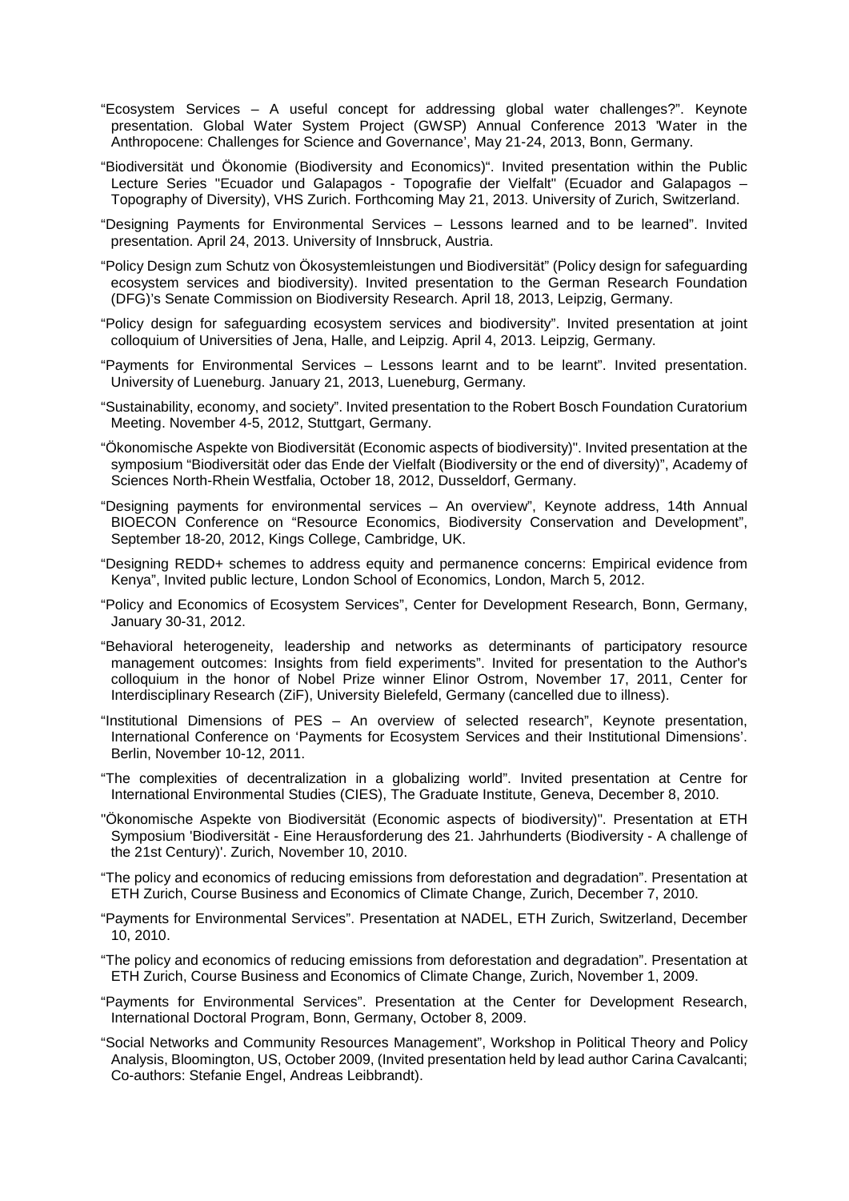"Ecosystem Services – A useful concept for addressing global water challenges?". Keynote presentation. Global Water System Project (GWSP) Annual Conference 2013 'Water in the Anthropocene: Challenges for Science and Governance', May 21-24, 2013, Bonn, Germany.

"Biodiversität und Ökonomie (Biodiversity and Economics)". Invited presentation within the Public Lecture Series "Ecuador und Galapagos - Topografie der Vielfalt" (Ecuador and Galapagos – Topography of Diversity), VHS Zurich. Forthcoming May 21, 2013. University of Zurich, Switzerland.

"Designing Payments for Environmental Services – Lessons learned and to be learned". Invited presentation. April 24, 2013. University of Innsbruck, Austria.

"Policy Design zum Schutz von Ökosystemleistungen und Biodiversität" (Policy design for safeguarding ecosystem services and biodiversity). Invited presentation to the German Research Foundation (DFG)'s Senate Commission on Biodiversity Research. April 18, 2013, Leipzig, Germany.

"Policy design for safeguarding ecosystem services and biodiversity". Invited presentation at joint colloquium of Universities of Jena, Halle, and Leipzig. April 4, 2013. Leipzig, Germany.

"Payments for Environmental Services – Lessons learnt and to be learnt". Invited presentation. University of Lueneburg. January 21, 2013, Lueneburg, Germany.

"Sustainability, economy, and society". Invited presentation to the Robert Bosch Foundation Curatorium Meeting. November 4-5, 2012, Stuttgart, Germany.

"Ökonomische Aspekte von Biodiversität (Economic aspects of biodiversity)". Invited presentation at the symposium "Biodiversität oder das Ende der Vielfalt (Biodiversity or the end of diversity)", Academy of Sciences North-Rhein Westfalia, October 18, 2012, Dusseldorf, Germany.

"Designing payments for environmental services – An overview", Keynote address, 14th Annual BIOECON Conference on "Resource Economics, Biodiversity Conservation and Development", September 18-20, 2012, Kings College, Cambridge, UK.

"Designing REDD+ schemes to address equity and permanence concerns: Empirical evidence from Kenya", Invited public lecture, London School of Economics, London, March 5, 2012.

"Policy and Economics of Ecosystem Services", Center for Development Research, Bonn, Germany, January 30-31, 2012.

"Behavioral heterogeneity, leadership and networks as determinants of participatory resource management outcomes: Insights from field experiments". Invited for presentation to the Author's colloquium in the honor of Nobel Prize winner Elinor Ostrom, November 17, 2011, Center for Interdisciplinary Research (ZiF), University Bielefeld, Germany (cancelled due to illness).

"Institutional Dimensions of PES – An overview of selected research", Keynote presentation, International Conference on 'Payments for Ecosystem Services and their Institutional Dimensions'. Berlin, November 10-12, 2011.

"The complexities of decentralization in a globalizing world". Invited presentation at Centre for International Environmental Studies (CIES), The Graduate Institute, Geneva, December 8, 2010.

"Ökonomische Aspekte von Biodiversität (Economic aspects of biodiversity)". Presentation at ETH Symposium 'Biodiversität - Eine Herausforderung des 21. Jahrhunderts (Biodiversity - A challenge of the 21st Century)'. Zurich, November 10, 2010.

"The policy and economics of reducing emissions from deforestation and degradation". Presentation at ETH Zurich, Course Business and Economics of Climate Change, Zurich, December 7, 2010.

"Payments for Environmental Services". Presentation at NADEL, ETH Zurich, Switzerland, December 10, 2010.

"The policy and economics of reducing emissions from deforestation and degradation". Presentation at ETH Zurich, Course Business and Economics of Climate Change, Zurich, November 1, 2009.

"Payments for Environmental Services". Presentation at the Center for Development Research, International Doctoral Program, Bonn, Germany, October 8, 2009.

"Social Networks and Community Resources Management", Workshop in Political Theory and Policy Analysis, Bloomington, US, October 2009, (Invited presentation held by lead author Carina Cavalcanti; Co-authors: Stefanie Engel, Andreas Leibbrandt).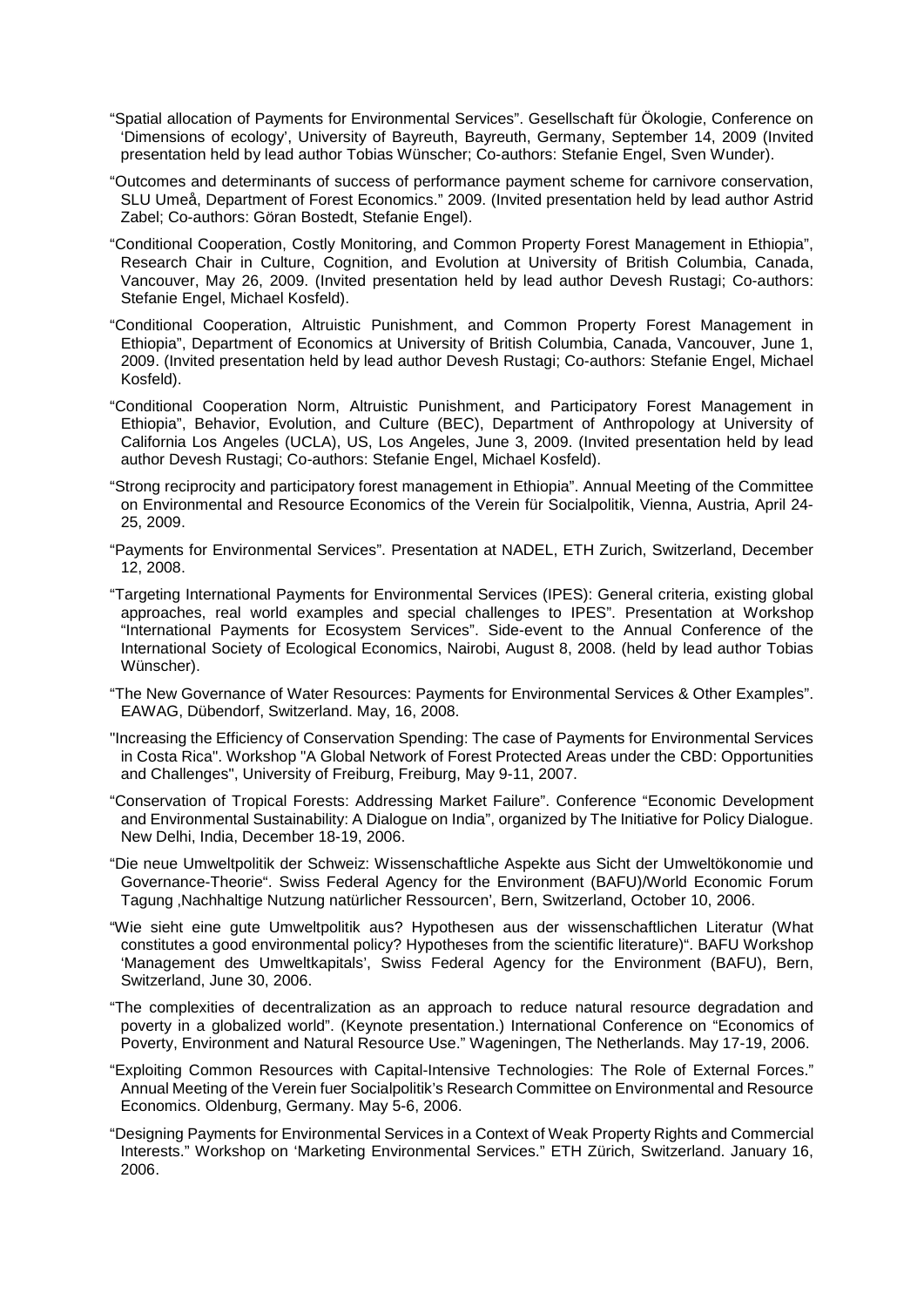"Spatial allocation of Payments for Environmental Services". Gesellschaft für Ökologie, Conference on 'Dimensions of ecology', University of Bayreuth, Bayreuth, Germany, September 14, 2009 (Invited presentation held by lead author Tobias Wünscher; Co-authors: Stefanie Engel, Sven Wunder).

"Outcomes and determinants of success of performance payment scheme for carnivore conservation, SLU Umeå, Department of Forest Economics." 2009. (Invited presentation held by lead author Astrid Zabel; Co-authors: Göran Bostedt, Stefanie Engel).

"Conditional Cooperation, Costly Monitoring, and Common Property Forest Management in Ethiopia", Research Chair in Culture, Cognition, and Evolution at University of British Columbia, Canada, Vancouver, May 26, 2009. (Invited presentation held by lead author Devesh Rustagi; Co-authors: Stefanie Engel, Michael Kosfeld).

"Conditional Cooperation, Altruistic Punishment, and Common Property Forest Management in Ethiopia", Department of Economics at University of British Columbia, Canada, Vancouver, June 1, 2009. (Invited presentation held by lead author Devesh Rustagi; Co-authors: Stefanie Engel, Michael Kosfeld).

"Conditional Cooperation Norm, Altruistic Punishment, and Participatory Forest Management in Ethiopia", Behavior, Evolution, and Culture (BEC), Department of Anthropology at University of California Los Angeles (UCLA), US, Los Angeles, June 3, 2009. (Invited presentation held by lead author Devesh Rustagi; Co-authors: Stefanie Engel, Michael Kosfeld).

"Strong reciprocity and participatory forest management in Ethiopia". Annual Meeting of the Committee on Environmental and Resource Economics of the Verein für Socialpolitik, Vienna, Austria, April 24-25, 2009.

"Payments for Environmental Services". Presentation at NADEL, ETH Zurich, Switzerland, December 12, 2008.

"Targeting International Payments for Environmental Services (IPES): General criteria, existing global approaches, real world examples and special challenges to IPES". Presentation at Workshop "International Payments for Ecosystem Services". Side-event to the Annual Conference of the International Society of Ecological Economics, Nairobi, August 8, 2008. (held by lead author Tobias Wünscher).

"The New Governance of Water Resources: Payments for Environmental Services & Other Examples". EAWAG, Dübendorf, Switzerland. May, 16, 2008.

"Increasing the Efficiency of Conservation Spending: The case of Payments for Environmental Services in Costa Rica". Workshop "A Global Network of Forest Protected Areas under the CBD: Opportunities and Challenges", University of Freiburg, Freiburg, May 9-11, 2007.

"Conservation of Tropical Forests: Addressing Market Failure". Conference "Economic Development and Environmental Sustainability: A Dialogue on India", organized by The Initiative for Policy Dialogue. New Delhi, India, December 18-19, 2006.

"Die neue Umweltpolitik der Schweiz: Wissenschaftliche Aspekte aus Sicht der Umweltökonomie und Governance-Theorie". Swiss Federal Agency for the Environment (BAFU)/World Economic Forum Tagung ‚Nachhaltige Nutzung natürlicher Ressourcen', Bern, Switzerland, October 10, 2006.

"Wie sieht eine gute Umweltpolitik aus? Hypothesen aus der wissenschaftlichen Literatur (What constitutes a good environmental policy? Hypotheses from the scientific literature)". BAFU Workshop 'Management des Umweltkapitals', Swiss Federal Agency for the Environment (BAFU), Bern, Switzerland, June 30, 2006.

"The complexities of decentralization as an approach to reduce natural resource degradation and poverty in a globalized world". (Keynote presentation.) International Conference on "Economics of Poverty, Environment and Natural Resource Use." Wageningen, The Netherlands. May 17-19, 2006.

"Exploiting Common Resources with Capital-Intensive Technologies: The Role of External Forces." Annual Meeting of the Verein fuer Socialpolitik's Research Committee on Environmental and Resource Economics. Oldenburg, Germany. May 5-6, 2006.

"Designing Payments for Environmental Services in a Context of Weak Property Rights and Commercial Interests." Workshop on 'Marketing Environmental Services.' ETH Zürich, Switzerland. January 16, 2006.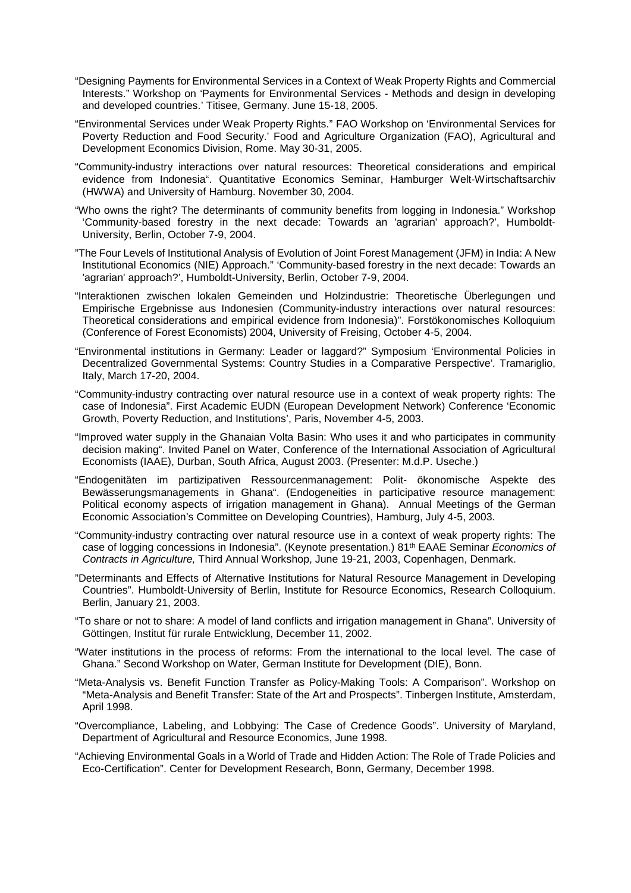"Designing Payments for Environmental Services in a Context of Weak Property Rights and Commercial Interests." Workshop on 'Payments for Environmental Services - Methods and design in developing and developed countries.' Titisee, Germany. June 15-18, 2005.

"Environmental Services under Weak Property Rights." FAO Workshop on 'Environmental Services for Poverty Reduction and Food Security.' Food and Agriculture Organization (FAO), Agricultural and Development Economics Division, Rome. May 30-31, 2005.

"Community-industry interactions over natural resources: Theoretical considerations and empirical evidence from Indonesia". Quantitative Economics Seminar, Hamburger Welt-Wirtschaftsarchiv (HWWA) and University of Hamburg. November 30, 2004.

"Who owns the right? The determinants of community benefits from logging in Indonesia." Workshop 'Community-based forestry in the next decade: Towards an 'agrarian' approach?', Humboldt-University, Berlin, October 7-9, 2004.

"The Four Levels of Institutional Analysis of Evolution of Joint Forest Management (JFM) in India: A New Institutional Economics (NIE) Approach." 'Community-based forestry in the next decade: Towards an 'agrarian' approach?', Humboldt-University, Berlin, October 7-9, 2004.

"Interaktionen zwischen lokalen Gemeinden und Holzindustrie: Theoretische Überlegungen und Empirische Ergebnisse aus Indonesien (Community-industry interactions over natural resources: Theoretical considerations and empirical evidence from Indonesia)". Forstökonomisches Kolloquium (Conference of Forest Economists) 2004, University of Freising, October 4-5, 2004.

"Environmental institutions in Germany: Leader or laggard?" Symposium 'Environmental Policies in Decentralized Governmental Systems: Country Studies in a Comparative Perspective'. Tramariglio, Italy, March 17-20, 2004.

"Community-industry contracting over natural resource use in a context of weak property rights: The case of Indonesia". First Academic EUDN (European Development Network) Conference 'Economic Growth, Poverty Reduction, and Institutions', Paris, November 4-5, 2003.

"Improved water supply in the Ghanaian Volta Basin: Who uses it and who participates in community decision making". Invited Panel on Water, Conference of the International Association of Agricultural Economists (IAAE), Durban, South Africa, August 2003. (Presenter: M.d.P. Useche.)

"Endogenitäten im partizipativen Ressourcenmanagement: Polit- ökonomische Aspekte des Bewässerungsmanagements in Ghana". (Endogeneities in participative resource management: Political economy aspects of irrigation management in Ghana). Annual Meetings of the German Economic Association's Committee on Developing Countries), Hamburg, July 4-5, 2003.

"Community-industry contracting over natural resource use in a context of weak property rights: The case of logging concessions in Indonesia". (Keynote presentation.) 81th EAAE Seminar *Economics of Contracts in Agriculture,* Third Annual Workshop, June 19-21, 2003, Copenhagen, Denmark.

"Determinants and Effects of Alternative Institutions for Natural Resource Management in Developing Countries". Humboldt-University of Berlin, Institute for Resource Economics, Research Colloquium. Berlin, January 21, 2003.

"To share or not to share: A model of land conflicts and irrigation management in Ghana". University of Göttingen, Institut für rurale Entwicklung, December 11, 2002.

"Water institutions in the process of reforms: From the international to the local level. The case of Ghana." Second Workshop on Water, German Institute for Development (DIE), Bonn.

"Meta-Analysis vs. Benefit Function Transfer as Policy-Making Tools: A Comparison". Workshop on "Meta-Analysis and Benefit Transfer: State of the Art and Prospects". Tinbergen Institute, Amsterdam, April 1998.

"Overcompliance, Labeling, and Lobbying: The Case of Credence Goods". University of Maryland, Department of Agricultural and Resource Economics, June 1998.

"Achieving Environmental Goals in a World of Trade and Hidden Action: The Role of Trade Policies and Eco-Certification". Center for Development Research, Bonn, Germany, December 1998.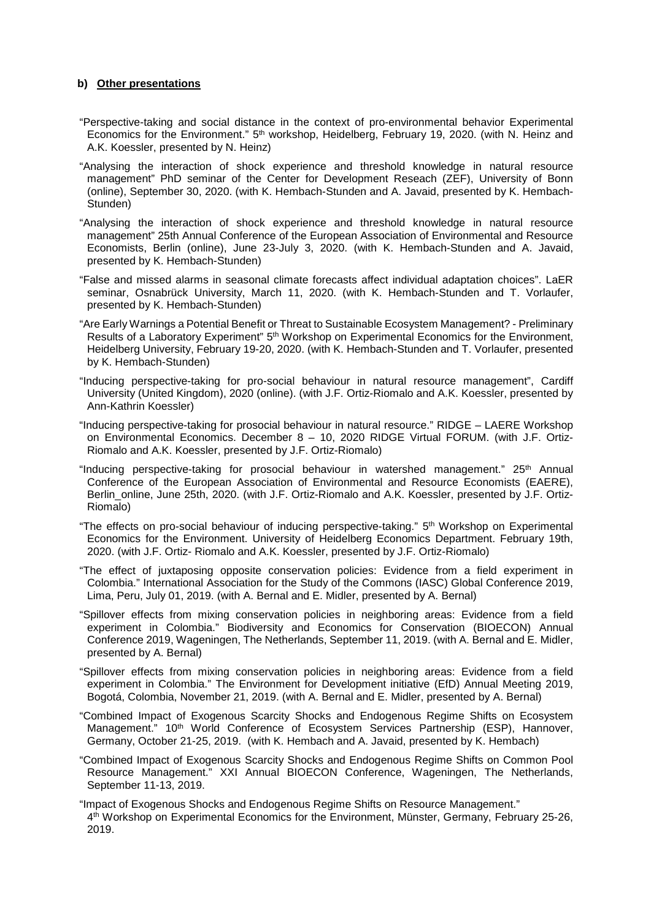**b) Other presentations**

"Perspective-taking and social distance in the context of pro-environmental behavior Experimental Economics for the Environment." 5th workshop, Heidelberg, February 19, 2020. (with N. Heinz and A.K. Koessler, presented by N. Heinz)

"Analysing the interaction of shock experience and threshold knowledge in natural resource management" PhD seminar of the Center for Development Reseach (ZEF), University of Bonn (online), September 30, 2020. (with K. Hembach-Stunden and A. Javaid, presented by K. Hembach-Stunden)

"Analysing the interaction of shock experience and threshold knowledge in natural resource management" 25th Annual Conference of the European Association of Environmental and Resource Economists, Berlin (online), June 23-July 3, 2020. (with K. Hembach-Stunden and A. Javaid, presented by K. Hembach-Stunden)

"False and missed alarms in seasonal climate forecasts affect individual adaptation choices". LaER seminar, Osnabrück University, March 11, 2020. (with K. Hembach-Stunden and T. Vorlaufer, presented by K. Hembach-Stunden)

"Are Early Warnings a Potential Benefit or Threat to Sustainable Ecosystem Management? - Preliminary Results of a Laboratory Experiment" 5th Workshop on Experimental Economics for the Environment, Heidelberg University, February 19-20, 2020. (with K. Hembach-Stunden and T. Vorlaufer, presented by K. Hembach-Stunden)

"Inducing perspective-taking for pro-social behaviour in natural resource management", Cardiff University (United Kingdom), 2020 (online). (with J.F. Ortiz-Riomalo and A.K. Koessler, presented by Ann-Kathrin Koessler)

"Inducing perspective-taking for prosocial behaviour in natural resource." RIDGE – LAERE Workshop on Environmental Economics. December 8 – 10, 2020 RIDGE Virtual FORUM. (with J.F. Ortiz-Riomalo and A.K. Koessler, presented by J.F. Ortiz-Riomalo)

"Inducing perspective-taking for prosocial behaviour in watershed management." 25th Annual Conference of the European Association of Environmental and Resource Economists (EAERE), Berlin_online, June 25th, 2020. (with J.F. Ortiz-Riomalo and A.K. Koessler, presented by J.F. Ortiz-Riomalo)

"The effects on pro-social behaviour of inducing perspective-taking." 5th Workshop on Experimental Economics for the Environment. University of Heidelberg Economics Department. February 19th, 2020. (with J.F. Ortiz- Riomalo and A.K. Koessler, presented by J.F. Ortiz-Riomalo)

"The effect of juxtaposing opposite conservation policies: Evidence from a field experiment in Colombia." International Association for the Study of the Commons (IASC) Global Conference 2019, Lima, Peru, July 01, 2019. (with A. Bernal and E. Midler, presented by A. Bernal)

"Spillover effects from mixing conservation policies in neighboring areas: Evidence from a field experiment in Colombia." Biodiversity and Economics for Conservation (BIOECON) Annual Conference 2019, Wageningen, The Netherlands, September 11, 2019. (with A. Bernal and E. Midler, presented by A. Bernal)

"Spillover effects from mixing conservation policies in neighboring areas: Evidence from a field experiment in Colombia." The Environment for Development initiative (EfD) Annual Meeting 2019, Bogotá, Colombia, November 21, 2019. (with A. Bernal and E. Midler, presented by A. Bernal)

"Combined Impact of Exogenous Scarcity Shocks and Endogenous Regime Shifts on Ecosystem Management." 10th World Conference of Ecosystem Services Partnership (ESP), Hannover, Germany, October 21-25, 2019. (with K. Hembach and A. Javaid, presented by K. Hembach)

"Combined Impact of Exogenous Scarcity Shocks and Endogenous Regime Shifts on Common Pool Resource Management." XXI Annual BIOECON Conference, Wageningen, The Netherlands, September 11-13, 2019.

"Impact of Exogenous Shocks and Endogenous Regime Shifts on Resource Management." 4th Workshop on Experimental Economics for the Environment, Münster, Germany, February 25-26, 2019.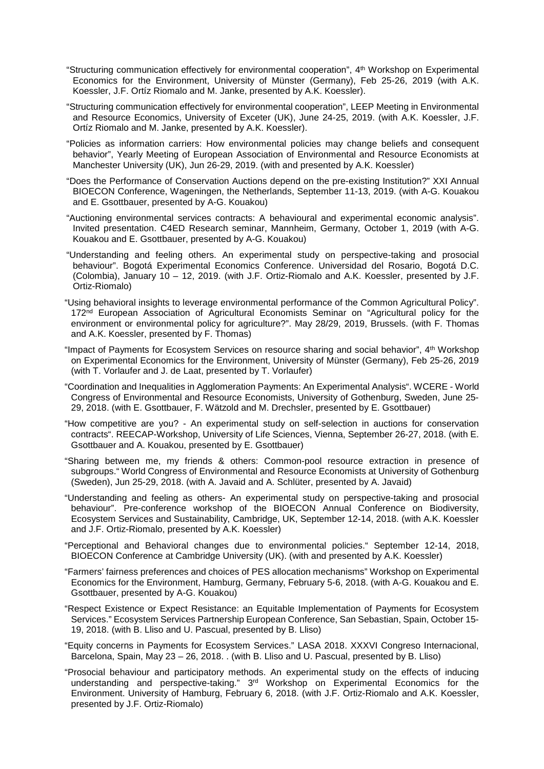"Structuring communication effectively for environmental cooperation", 4th Workshop on Experimental Economics for the Environment, University of Münster (Germany), Feb 25-26, 2019 (with A.K. Koessler, J.F. Ortíz Riomalo and M. Janke, presented by A.K. Koessler).

"Structuring communication effectively for environmental cooperation", LEEP Meeting in Environmental and Resource Economics, University of Exceter (UK), June 24-25, 2019. (with A.K. Koessler, J.F. Ortíz Riomalo and M. Janke, presented by A.K. Koessler).

"Policies as information carriers: How environmental policies may change beliefs and consequent behavior", Yearly Meeting of European Association of Environmental and Resource Economists at Manchester University (UK), Jun 26-29, 2019. (with and presented by A.K. Koessler)

"Does the Performance of Conservation Auctions depend on the pre-existing Institution?" XXI Annual BIOECON Conference, Wageningen, the Netherlands, September 11-13, 2019. (with A-G. Kouakou and E. Gsottbauer, presented by A-G. Kouakou)

"Auctioning environmental services contracts: A behavioural and experimental economic analysis". Invited presentation. C4ED Research seminar, Mannheim, Germany, October 1, 2019 (with A-G. Kouakou and E. Gsottbauer, presented by A-G. Kouakou)

"Understanding and feeling others. An experimental study on perspective-taking and prosocial behaviour". Bogotá Experimental Economics Conference. Universidad del Rosario, Bogotá D.C. (Colombia), January 10 – 12, 2019. (with J.F. Ortiz-Riomalo and A.K. Koessler, presented by J.F. Ortiz-Riomalo)

"Using behavioral insights to leverage environmental performance of the Common Agricultural Policy". 172nd European Association of Agricultural Economists Seminar on "Agricultural policy for the environment or environmental policy for agriculture?". May 28/29, 2019, Brussels. (with F. Thomas and A.K. Koessler, presented by F. Thomas)

"Impact of Payments for Ecosystem Services on resource sharing and social behavior", 4th Workshop on Experimental Economics for the Environment, University of Münster (Germany), Feb 25-26, 2019 (with T. Vorlaufer and J. de Laat, presented by T. Vorlaufer)

"Coordination and Inequalities in Agglomeration Payments: An Experimental Analysis". WCERE - World Congress of Environmental and Resource Economists, University of Gothenburg, Sweden, June 25-29, 2018. (with E. Gsottbauer, F. Wätzold and M. Drechsler, presented by E. Gsottbauer)

"How competitive are you? - An experimental study on self-selection in auctions for conservation contracts". REECAP-Workshop, University of Life Sciences, Vienna, September 26-27, 2018. (with E. Gsottbauer and A. Kouakou, presented by E. Gsottbauer)

"Sharing between me, my friends & others: Common-pool resource extraction in presence of subgroups." World Congress of Environmental and Resource Economists at University of Gothenburg (Sweden), Jun 25-29, 2018. (with A. Javaid and A. Schlüter, presented by A. Javaid)

"Understanding and feeling as others- An experimental study on perspective-taking and prosocial behaviour". Pre-conference workshop of the BIOECON Annual Conference on Biodiversity, Ecosystem Services and Sustainability, Cambridge, UK, September 12-14, 2018. (with A.K. Koessler and J.F. Ortiz-Riomalo, presented by A.K. Koessler)

"Perceptional and Behavioral changes due to environmental policies." September 12-14, 2018, BIOECON Conference at Cambridge University (UK). (with and presented by A.K. Koessler)

"Farmers' fairness preferences and choices of PES allocation mechanisms" Workshop on Experimental Economics for the Environment, Hamburg, Germany, February 5-6, 2018. (with A-G. Kouakou and E. Gsottbauer, presented by A-G. Kouakou)

"Respect Existence or Expect Resistance: an Equitable Implementation of Payments for Ecosystem Services." Ecosystem Services Partnership European Conference, San Sebastian, Spain, October 15-19, 2018. (with B. Lliso and U. Pascual, presented by B. Lliso)

"Equity concerns in Payments for Ecosystem Services." LASA 2018. XXXVI Congreso Internacional, Barcelona, Spain, May 23 – 26, 2018. . (with B. Lliso and U. Pascual, presented by B. Lliso)

"Prosocial behaviour and participatory methods. An experimental study on the effects of inducing understanding and perspective-taking." 3rd Workshop on Experimental Economics for the Environment. University of Hamburg, February 6, 2018. (with J.F. Ortiz-Riomalo and A.K. Koessler, presented by J.F. Ortiz-Riomalo)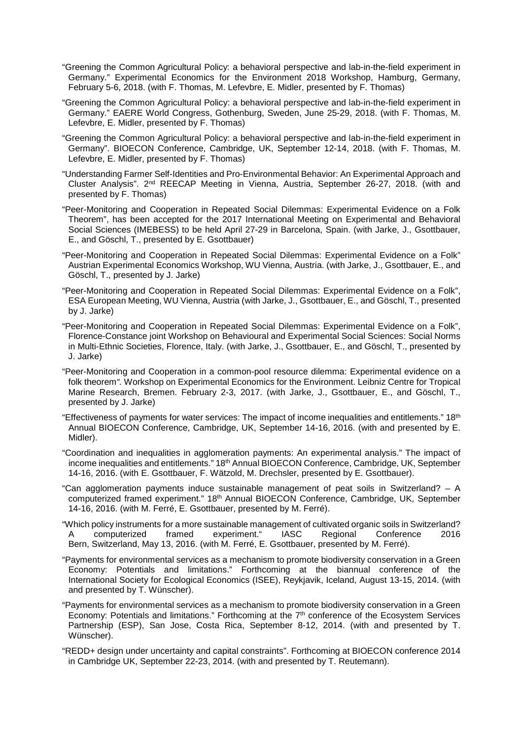"Greening the Common Agricultural Policy: a behavioral perspective and lab-in-the-field experiment in Germany." Experimental Economics for the Environment 2018 Workshop, Hamburg, Germany, February 5-6, 2018. (with F. Thomas, M. Lefevbre, E. Midler, presented by F. Thomas)

"Greening the Common Agricultural Policy: a behavioral perspective and lab-in-the-field experiment in Germany." EAERE World Congress, Gothenburg, Sweden, June 25-29, 2018. (with F. Thomas, M. Lefevbre, E. Midler, presented by F. Thomas)

"Greening the Common Agricultural Policy: a behavioral perspective and lab-in-the-field experiment in Germany". BIOECON Conference, Cambridge, UK, September 12-14, 2018. (with F. Thomas, M. Lefevbre, E. Midler, presented by F. Thomas)

"Understanding Farmer Self-Identities and Pro-Environmental Behavior: An Experimental Approach and Cluster Analysis". 2nd REECAP Meeting in Vienna, Austria, September 26-27, 2018. (with and presented by F. Thomas)

"Peer-Monitoring and Cooperation in Repeated Social Dilemmas: Experimental Evidence on a Folk Theorem", has been accepted for the 2017 International Meeting on Experimental and Behavioral Social Sciences (IMEBESS) to be held April 27-29 in Barcelona, Spain. (with Jarke, J., Gsottbauer, E., and Göschl, T., presented by E. Gsottbauer)

"Peer-Monitoring and Cooperation in Repeated Social Dilemmas: Experimental Evidence on a Folk" Austrian Experimental Economics Workshop, WU Vienna, Austria. (with Jarke, J., Gsottbauer, E., and Göschl, T., presented by J. Jarke)

"Peer-Monitoring and Cooperation in Repeated Social Dilemmas: Experimental Evidence on a Folk", ESA European Meeting, WU Vienna, Austria (with Jarke, J., Gsottbauer, E., and Göschl, T., presented by J. Jarke)

"Peer-Monitoring and Cooperation in Repeated Social Dilemmas: Experimental Evidence on a Folk", Florence-Constance joint Workshop on Behavioural and Experimental Social Sciences: Social Norms in Multi-Ethnic Societies, Florence, Italy. (with Jarke, J., Gsottbauer, E., and Göschl, T., presented by J. Jarke)

"Peer-Monitoring and Cooperation in a common-pool resource dilemma: Experimental evidence on a folk theorem". Workshop on Experimental Economics for the Environment. Leibniz Centre for Tropical Marine Research, Bremen. February 2-3, 2017. (with Jarke, J., Gsottbauer, E., and Göschl, T., presented by J. Jarke)

"Effectiveness of payments for water services: The impact of income inequalities and entitlements." 18th Annual BIOECON Conference, Cambridge, UK, September 14-16, 2016. (with and presented by E. Midler).

"Coordination and inequalities in agglomeration payments: An experimental analysis." The impact of income inequalities and entitlements." 18th Annual BIOECON Conference, Cambridge, UK, September 14-16, 2016. (with E. Gsottbauer, F. Wätzold, M. Drechsler, presented by E. Gsottbauer).

"Can agglomeration payments induce sustainable management of peat soils in Switzerland? – A computerized framed experiment." 18th Annual BIOECON Conference, Cambridge, UK, September 14-16, 2016. (with M. Ferré, E. Gsottbauer, presented by M. Ferré).

"Which policy instruments for a more sustainable management of cultivated organic soils in Switzerland? A computerized framed experiment." IASC Regional Conference 2016 Bern, Switzerland, May 13, 2016. (with M. Ferré, E. Gsottbauer, presented by M. Ferré).

"Payments for environmental services as a mechanism to promote biodiversity conservation in a Green Economy: Potentials and limitations." Forthcoming at the biannual conference of the International Society for Ecological Economics (ISEE), Reykjavik, Iceland, August 13-15, 2014. (with and presented by T. Wünscher).

"Payments for environmental services as a mechanism to promote biodiversity conservation in a Green Economy: Potentials and limitations." Forthcoming at the 7th conference of the Ecosystem Services Partnership (ESP), San Jose, Costa Rica, September 8-12, 2014. (with and presented by T. Wünscher).

"REDD+ design under uncertainty and capital constraints". Forthcoming at BIOECON conference 2014 in Cambridge UK, September 22-23, 2014. (with and presented by T. Reutemann).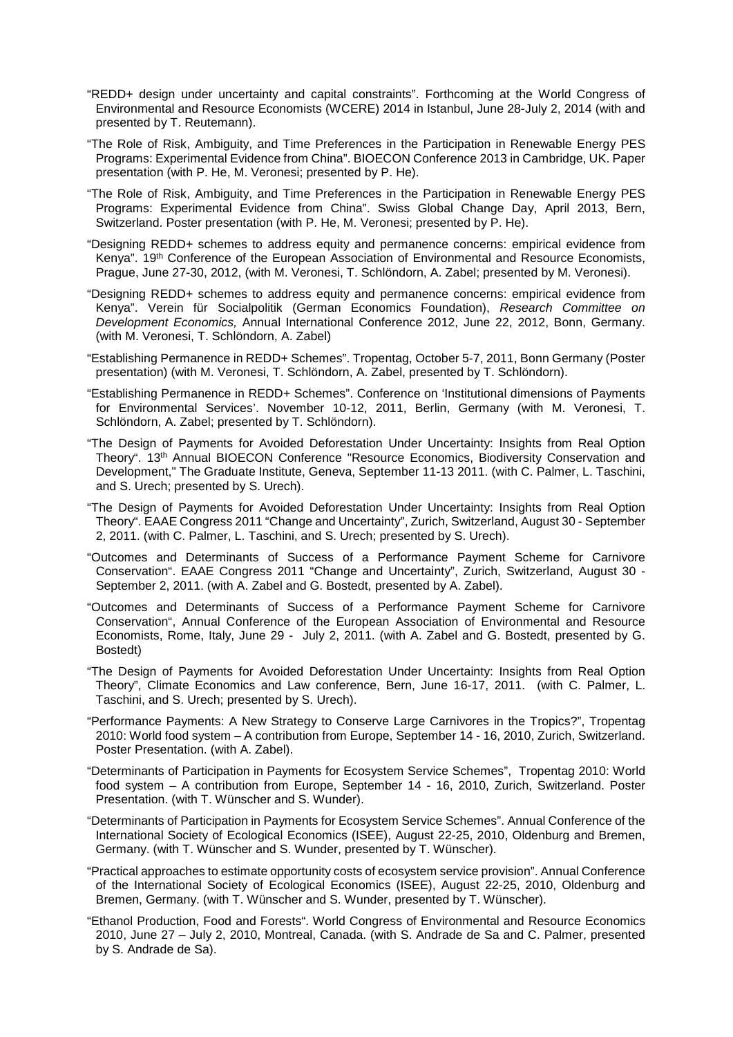"REDD+ design under uncertainty and capital constraints". Forthcoming at the World Congress of Environmental and Resource Economists (WCERE) 2014 in Istanbul, June 28-July 2, 2014 (with and presented by T. Reutemann).

"The Role of Risk, Ambiguity, and Time Preferences in the Participation in Renewable Energy PES Programs: Experimental Evidence from China". BIOECON Conference 2013 in Cambridge, UK. Paper presentation (with P. He, M. Veronesi; presented by P. He).

"The Role of Risk, Ambiguity, and Time Preferences in the Participation in Renewable Energy PES Programs: Experimental Evidence from China". Swiss Global Change Day, April 2013, Bern, Switzerland. Poster presentation (with P. He, M. Veronesi; presented by P. He).

"Designing REDD+ schemes to address equity and permanence concerns: empirical evidence from Kenya". 19th Conference of the European Association of Environmental and Resource Economists, Prague, June 27-30, 2012, (with M. Veronesi, T. Schlöndorn, A. Zabel; presented by M. Veronesi).

"Designing REDD+ schemes to address equity and permanence concerns: empirical evidence from Kenya". Verein für Socialpolitik (German Economics Foundation), *Research Committee on Development Economics,* Annual International Conference 2012, June 22, 2012, Bonn, Germany. (with M. Veronesi, T. Schlöndorn, A. Zabel)

"Establishing Permanence in REDD+ Schemes". Tropentag, October 5-7, 2011, Bonn Germany (Poster presentation) (with M. Veronesi, T. Schlöndorn, A. Zabel, presented by T. Schlöndorn).

"Establishing Permanence in REDD+ Schemes". Conference on 'Institutional dimensions of Payments for Environmental Services'. November 10-12, 2011, Berlin, Germany (with M. Veronesi, T. Schlöndorn, A. Zabel; presented by T. Schlöndorn).

"The Design of Payments for Avoided Deforestation Under Uncertainty: Insights from Real Option Theory". 13th Annual BIOECON Conference "Resource Economics, Biodiversity Conservation and Development," The Graduate Institute, Geneva, September 11-13 2011. (with C. Palmer, L. Taschini, and S. Urech; presented by S. Urech).

"The Design of Payments for Avoided Deforestation Under Uncertainty: Insights from Real Option Theory". EAAE Congress 2011 "Change and Uncertainty", Zurich, Switzerland, August 30 - September 2, 2011. (with C. Palmer, L. Taschini, and S. Urech; presented by S. Urech).

"Outcomes and Determinants of Success of a Performance Payment Scheme for Carnivore Conservation". EAAE Congress 2011 "Change and Uncertainty", Zurich, Switzerland, August 30 - September 2, 2011. (with A. Zabel and G. Bostedt, presented by A. Zabel).

"Outcomes and Determinants of Success of a Performance Payment Scheme for Carnivore Conservation", Annual Conference of the European Association of Environmental and Resource Economists, Rome, Italy, June 29 - July 2, 2011. (with A. Zabel and G. Bostedt, presented by G. Bostedt)

"The Design of Payments for Avoided Deforestation Under Uncertainty: Insights from Real Option Theory", Climate Economics and Law conference, Bern, June 16-17, 2011. (with C. Palmer, L. Taschini, and S. Urech; presented by S. Urech).

"Performance Payments: A New Strategy to Conserve Large Carnivores in the Tropics?", Tropentag 2010: World food system – A contribution from Europe, September 14 - 16, 2010, Zurich, Switzerland. Poster Presentation. (with A. Zabel).

"Determinants of Participation in Payments for Ecosystem Service Schemes", Tropentag 2010: World food system – A contribution from Europe, September 14 - 16, 2010, Zurich, Switzerland. Poster Presentation. (with T. Wünscher and S. Wunder).

"Determinants of Participation in Payments for Ecosystem Service Schemes". Annual Conference of the International Society of Ecological Economics (ISEE), August 22-25, 2010, Oldenburg and Bremen, Germany. (with T. Wünscher and S. Wunder, presented by T. Wünscher).

"Practical approaches to estimate opportunity costs of ecosystem service provision". Annual Conference of the International Society of Ecological Economics (ISEE), August 22-25, 2010, Oldenburg and Bremen, Germany. (with T. Wünscher and S. Wunder, presented by T. Wünscher).

"Ethanol Production, Food and Forests". World Congress of Environmental and Resource Economics 2010, June 27 – July 2, 2010, Montreal, Canada. (with S. Andrade de Sa and C. Palmer, presented by S. Andrade de Sa).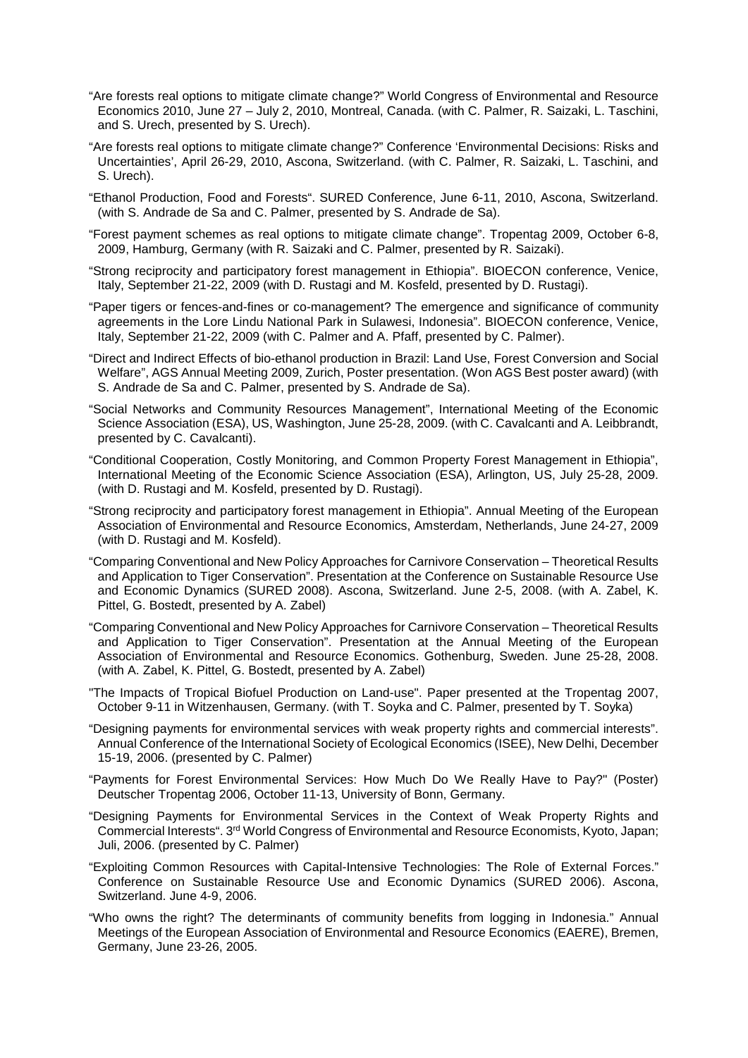"Are forests real options to mitigate climate change?" World Congress of Environmental and Resource Economics 2010, June 27 – July 2, 2010, Montreal, Canada. (with C. Palmer, R. Saizaki, L. Taschini, and S. Urech, presented by S. Urech).

"Are forests real options to mitigate climate change?" Conference 'Environmental Decisions: Risks and Uncertainties', April 26-29, 2010, Ascona, Switzerland. (with C. Palmer, R. Saizaki, L. Taschini, and S. Urech).

"Ethanol Production, Food and Forests". SURED Conference, June 6-11, 2010, Ascona, Switzerland. (with S. Andrade de Sa and C. Palmer, presented by S. Andrade de Sa).

"Forest payment schemes as real options to mitigate climate change". Tropentag 2009, October 6-8, 2009, Hamburg, Germany (with R. Saizaki and C. Palmer, presented by R. Saizaki).

"Strong reciprocity and participatory forest management in Ethiopia". BIOECON conference, Venice, Italy, September 21-22, 2009 (with D. Rustagi and M. Kosfeld, presented by D. Rustagi).

"Paper tigers or fences-and-fines or co-management? The emergence and significance of community agreements in the Lore Lindu National Park in Sulawesi, Indonesia". BIOECON conference, Venice, Italy, September 21-22, 2009 (with C. Palmer and A. Pfaff, presented by C. Palmer).

"Direct and Indirect Effects of bio-ethanol production in Brazil: Land Use, Forest Conversion and Social Welfare", AGS Annual Meeting 2009, Zurich, Poster presentation. (Won AGS Best poster award) (with S. Andrade de Sa and C. Palmer, presented by S. Andrade de Sa).

"Social Networks and Community Resources Management", International Meeting of the Economic Science Association (ESA), US, Washington, June 25-28, 2009. (with C. Cavalcanti and A. Leibbrandt, presented by C. Cavalcanti).

"Conditional Cooperation, Costly Monitoring, and Common Property Forest Management in Ethiopia", International Meeting of the Economic Science Association (ESA), Arlington, US, July 25-28, 2009. (with D. Rustagi and M. Kosfeld, presented by D. Rustagi).

"Strong reciprocity and participatory forest management in Ethiopia". Annual Meeting of the European Association of Environmental and Resource Economics, Amsterdam, Netherlands, June 24-27, 2009 (with D. Rustagi and M. Kosfeld).

"Comparing Conventional and New Policy Approaches for Carnivore Conservation – Theoretical Results and Application to Tiger Conservation". Presentation at the Conference on Sustainable Resource Use and Economic Dynamics (SURED 2008). Ascona, Switzerland. June 2-5, 2008. (with A. Zabel, K. Pittel, G. Bostedt, presented by A. Zabel)

"Comparing Conventional and New Policy Approaches for Carnivore Conservation – Theoretical Results and Application to Tiger Conservation". Presentation at the Annual Meeting of the European Association of Environmental and Resource Economics. Gothenburg, Sweden. June 25-28, 2008. (with A. Zabel, K. Pittel, G. Bostedt, presented by A. Zabel)

"The Impacts of Tropical Biofuel Production on Land-use". Paper presented at the Tropentag 2007, October 9-11 in Witzenhausen, Germany. (with T. Soyka and C. Palmer, presented by T. Soyka)

"Designing payments for environmental services with weak property rights and commercial interests". Annual Conference of the International Society of Ecological Economics (ISEE), New Delhi, December 15-19, 2006. (presented by C. Palmer)

"Payments for Forest Environmental Services: How Much Do We Really Have to Pay?" (Poster) Deutscher Tropentag 2006, October 11-13, University of Bonn, Germany.

"Designing Payments for Environmental Services in the Context of Weak Property Rights and Commercial Interests". 3rd World Congress of Environmental and Resource Economists, Kyoto, Japan; Juli, 2006. (presented by C. Palmer)

"Exploiting Common Resources with Capital-Intensive Technologies: The Role of External Forces." Conference on Sustainable Resource Use and Economic Dynamics (SURED 2006). Ascona, Switzerland. June 4-9, 2006.

"Who owns the right? The determinants of community benefits from logging in Indonesia." Annual Meetings of the European Association of Environmental and Resource Economics (EAERE), Bremen, Germany, June 23-26, 2005.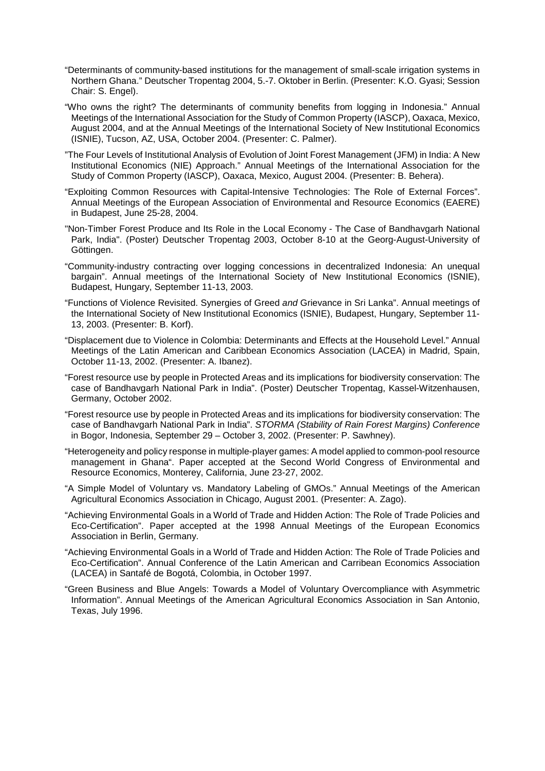"Determinants of community-based institutions for the management of small-scale irrigation systems in Northern Ghana." Deutscher Tropentag 2004, 5.-7. Oktober in Berlin. (Presenter: K.O. Gyasi; Session Chair: S. Engel).

"Who owns the right? The determinants of community benefits from logging in Indonesia." Annual Meetings of the International Association for the Study of Common Property (IASCP), Oaxaca, Mexico, August 2004, and at the Annual Meetings of the International Society of New Institutional Economics (ISNIE), Tucson, AZ, USA, October 2004. (Presenter: C. Palmer).

"The Four Levels of Institutional Analysis of Evolution of Joint Forest Management (JFM) in India: A New Institutional Economics (NIE) Approach." Annual Meetings of the International Association for the Study of Common Property (IASCP), Oaxaca, Mexico, August 2004. (Presenter: B. Behera).

"Exploiting Common Resources with Capital-Intensive Technologies: The Role of External Forces". Annual Meetings of the European Association of Environmental and Resource Economics (EAERE) in Budapest, June 25-28, 2004.

"Non-Timber Forest Produce and Its Role in the Local Economy - The Case of Bandhavgarh National Park, India". (Poster) Deutscher Tropentag 2003, October 8-10 at the Georg-August-University of Göttingen.

"Community-industry contracting over logging concessions in decentralized Indonesia: An unequal bargain". Annual meetings of the International Society of New Institutional Economics (ISNIE), Budapest, Hungary, September 11-13, 2003.

"Functions of Violence Revisited. Synergies of Greed *and* Grievance in Sri Lanka". Annual meetings of the International Society of New Institutional Economics (ISNIE), Budapest, Hungary, September 11-13, 2003. (Presenter: B. Korf).

"Displacement due to Violence in Colombia: Determinants and Effects at the Household Level." Annual Meetings of the Latin American and Caribbean Economics Association (LACEA) in Madrid, Spain, October 11-13, 2002. (Presenter: A. Ibanez).

"Forest resource use by people in Protected Areas and its implications for biodiversity conservation: The case of Bandhavgarh National Park in India". (Poster) Deutscher Tropentag, Kassel-Witzenhausen, Germany, October 2002.

"Forest resource use by people in Protected Areas and its implications for biodiversity conservation: The case of Bandhavgarh National Park in India". *STORMA (Stability of Rain Forest Margins) Conference* in Bogor, Indonesia, September 29 – October 3, 2002. (Presenter: P. Sawhney).

"Heterogeneity and policy response in multiple-player games: A model applied to common-pool resource management in Ghana". Paper accepted at the Second World Congress of Environmental and Resource Economics, Monterey, California, June 23-27, 2002.

"A Simple Model of Voluntary vs. Mandatory Labeling of GMOs." Annual Meetings of the American Agricultural Economics Association in Chicago, August 2001. (Presenter: A. Zago).

"Achieving Environmental Goals in a World of Trade and Hidden Action: The Role of Trade Policies and Eco-Certification". Paper accepted at the 1998 Annual Meetings of the European Economics Association in Berlin, Germany.

"Achieving Environmental Goals in a World of Trade and Hidden Action: The Role of Trade Policies and Eco-Certification". Annual Conference of the Latin American and Carribean Economics Association (LACEA) in Santafé de Bogotá, Colombia, in October 1997.

"Green Business and Blue Angels: Towards a Model of Voluntary Overcompliance with Asymmetric Information". Annual Meetings of the American Agricultural Economics Association in San Antonio, Texas, July 1996.